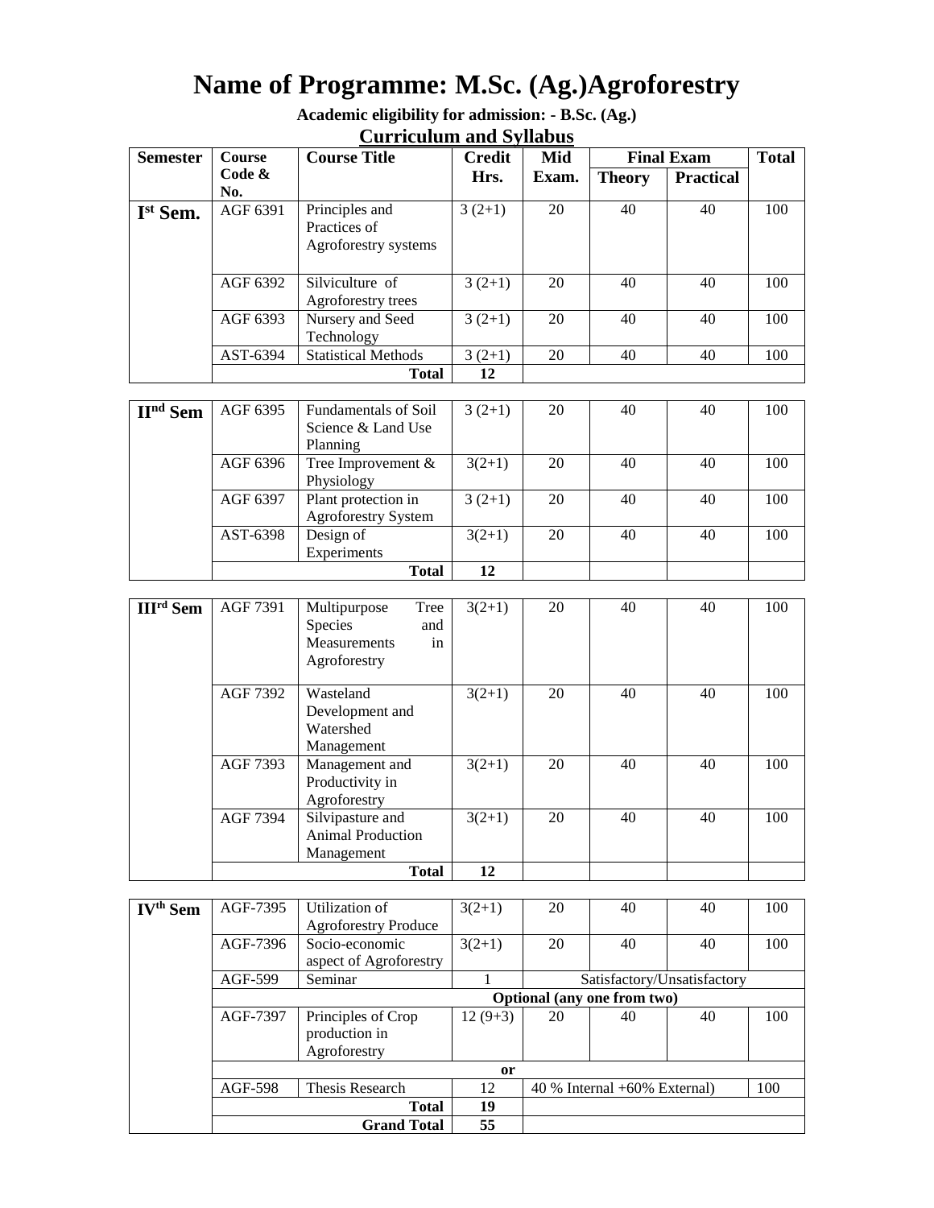# Name of Programme: M.Sc. (Ag.)Agroforestry

**Academic eligibility for admission: - B.Sc. (Ag.)**

## Curriculum and Syllabus

| Semester | Course Code & No. | Course Title | Credit Hrs. | Mid Exam. | Final Exam | | Total |
|---|---|---|---|---|---|---|---|
| | | | | | Theory | Practical | |
| **I[st] Sem.** | AGF 6391 | Principles and Practices of Agroforestry systems | 3 (2+1) | 20 | 40 | 40 | 100 |
| | AGF 6392 | Silviculture of Agroforestry trees | 3 (2+1) | 20 | 40 | 40 | 100 |
| | AGF 6393 | Nursery and Seed Technology | 3 (2+1) | 20 | 40 | 40 | 100 |
| | AST-6394 | Statistical Methods | 3 (2+1) | 20 | 40 | 40 | 100 |
| | | **Total** | **12** | | | | |
| **II[nd] Sem** | AGF 6395 | Fundamentals of Soil Science & Land Use Planning | 3 (2+1) | 20 | 40 | 40 | 100 |
| | AGF 6396 | Tree Improvement & Physiology | 3(2+1) | 20 | 40 | 40 | 100 |
| | AGF 6397 | Plant protection in Agroforestry System | 3 (2+1) | 20 | 40 | 40 | 100 |
| | AST-6398 | Design of Experiments | 3(2+1) | 20 | 40 | 40 | 100 |
| | | **Total** | **12** | | | | |
| **III[rd] Sem** | AGF 7391 | Multipurpose Tree Species and Measurements in Agroforestry | 3(2+1) | 20 | 40 | 40 | 100 |
| | AGF 7392 | Wasteland Development and Watershed Management | 3(2+1) | 20 | 40 | 40 | 100 |
| | AGF 7393 | Management and Productivity in Agroforestry | 3(2+1) | 20 | 40 | 40 | 100 |
| | AGF 7394 | Silvipasture and Animal Production Management | 3(2+1) | 20 | 40 | 40 | 100 |
| | | **Total** | **12** | | | | |
| **IV[th] Sem** | AGF-7395 | Utilization of Agroforestry Produce | 3(2+1) | 20 | 40 | 40 | 100 |
| | AGF-7396 | Socio-economic aspect of Agroforestry | 3(2+1) | 20 | 40 | 40 | 100 |
| | AGF-599 | Seminar | 1 | Satisfactory/Unsatisfactory | | | |
| | **Optional (any one from two)** | | | | | | |
| | AGF-7397 | Principles of Crop production in Agroforestry | 12 (9+3) | 20 | 40 | 40 | 100 |
| | | | **or** | | | | |
| | AGF-598 | Thesis Research | 12 | 40 % Internal +60% External) | | | 100 |
| | | **Total** | **19** | | | | |
| | | **Grand Total** | **55** | | | | |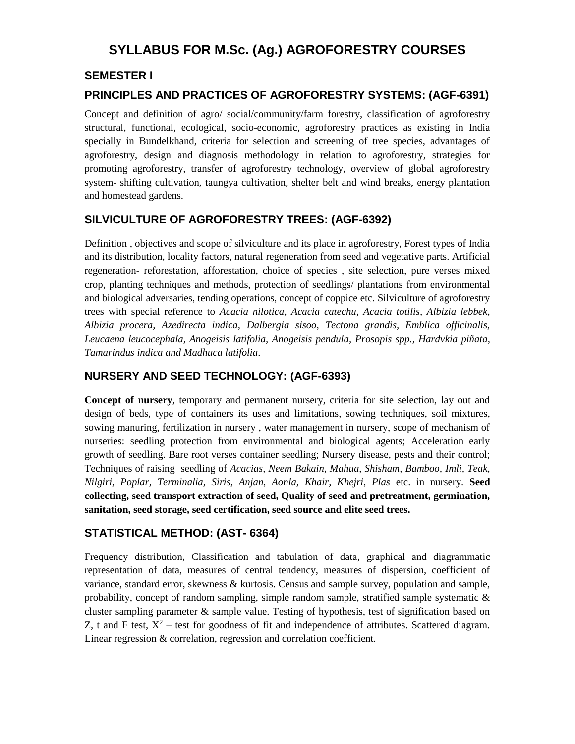# SYLLABUS FOR M.Sc. (Ag.) AGROFORESTRY COURSES

## SEMESTER I

## PRINCIPLES AND PRACTICES OF AGROFORESTRY SYSTEMS: (AGF-6391)

Concept and definition of agro/ social/community/farm forestry, classification of agroforestry structural, functional, ecological, socio-economic, agroforestry practices as existing in India specially in Bundelkhand, criteria for selection and screening of tree species, advantages of agroforestry, design and diagnosis methodology in relation to agroforestry, strategies for promoting agroforestry, transfer of agroforestry technology, overview of global agroforestry system- shifting cultivation, taungya cultivation, shelter belt and wind breaks, energy plantation and homestead gardens.

## SILVICULTURE OF AGROFORESTRY TREES: (AGF-6392)

Definition , objectives and scope of silviculture and its place in agroforestry, Forest types of India and its distribution, locality factors, natural regeneration from seed and vegetative parts. Artificial regeneration- reforestation, afforestation, choice of species , site selection, pure verses mixed crop, planting techniques and methods, protection of seedlings/ plantations from environmental and biological adversaries, tending operations, concept of coppice etc. Silviculture of agroforestry trees with special reference to *Acacia nilotica, Acacia catechu, Acacia totilis, Albizia lebbek, Albizia procera, Azedirecta indica, Dalbergia sisoo, Tectona grandis, Emblica officinalis, Leucaena leucocephala, Anogeisis latifolia, Anogeisis pendula, Prosopis spp., Hardvkia piñata, Tamarindus indica and Madhuca latifolia*.

## NURSERY AND SEED TECHNOLOGY: (AGF-6393)

**Concept of nursery**, temporary and permanent nursery, criteria for site selection, lay out and design of beds, type of containers its uses and limitations, sowing techniques, soil mixtures, sowing manuring, fertilization in nursery , water management in nursery, scope of mechanism of nurseries: seedling protection from environmental and biological agents; Acceleration early growth of seedling. Bare root verses container seedling; Nursery disease, pests and their control; Techniques of raising seedling of *Acacias, Neem Bakain, Mahua, Shisham, Bamboo, Imli, Teak, Nilgiri, Poplar, Terminalia, Siris, Anjan, Aonla, Khair, Khejri, Plas* etc. in nursery. **Seed collecting, seed transport extraction of seed, Quality of seed and pretreatment, germination, sanitation, seed storage, seed certification, seed source and elite seed trees.**

## STATISTICAL METHOD: (AST- 6364)

Frequency distribution, Classification and tabulation of data, graphical and diagrammatic representation of data, measures of central tendency, measures of dispersion, coefficient of variance, standard error, skewness & kurtosis. Census and sample survey, population and sample, probability, concept of random sampling, simple random sample, stratified sample systematic & cluster sampling parameter & sample value. Testing of hypothesis, test of signification based on Z, t and F test, $X^2$ – test for goodness of fit and independence of attributes. Scattered diagram. Linear regression & correlation, regression and correlation coefficient.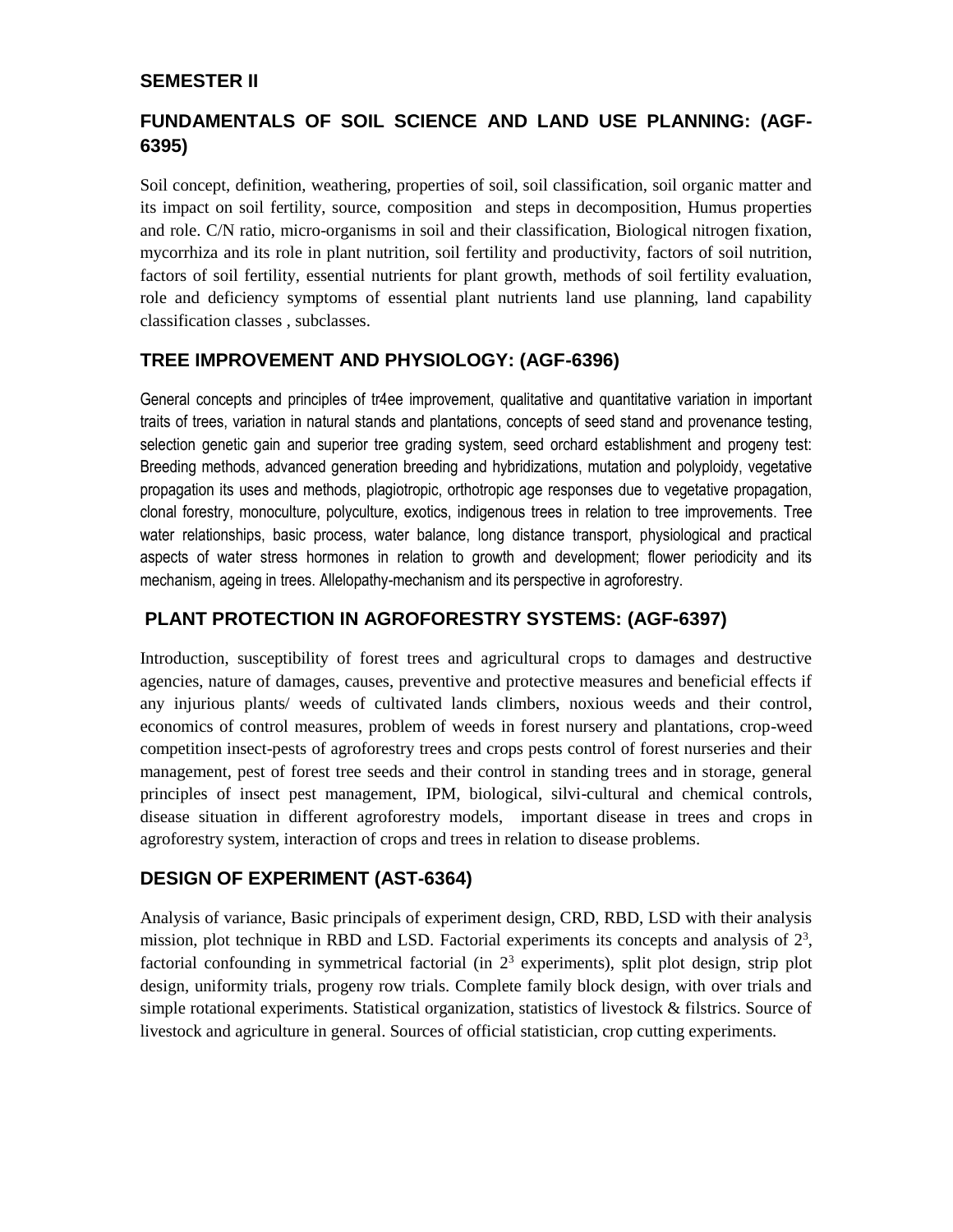## SEMESTER II

### FUNDAMENTALS OF SOIL SCIENCE AND LAND USE PLANNING: (AGF-6395)

Soil concept, definition, weathering, properties of soil, soil classification, soil organic matter and its impact on soil fertility, source, composition and steps in decomposition, Humus properties and role. C/N ratio, micro-organisms in soil and their classification, Biological nitrogen fixation, mycorrhiza and its role in plant nutrition, soil fertility and productivity, factors of soil nutrition, factors of soil fertility, essential nutrients for plant growth, methods of soil fertility evaluation, role and deficiency symptoms of essential plant nutrients land use planning, land capability classification classes , subclasses.

### TREE IMPROVEMENT AND PHYSIOLOGY: (AGF-6396)

General concepts and principles of tr4ee improvement, qualitative and quantitative variation in important traits of trees, variation in natural stands and plantations, concepts of seed stand and provenance testing, selection genetic gain and superior tree grading system, seed orchard establishment and progeny test: Breeding methods, advanced generation breeding and hybridizations, mutation and polyploidy, vegetative propagation its uses and methods, plagiotropic, orthotropic age responses due to vegetative propagation, clonal forestry, monoculture, polyculture, exotics, indigenous trees in relation to tree improvements. Tree water relationships, basic process, water balance, long distance transport, physiological and practical aspects of water stress hormones in relation to growth and development; flower periodicity and its mechanism, ageing in trees. Allelopathy-mechanism and its perspective in agroforestry.

### PLANT PROTECTION IN AGROFORESTRY SYSTEMS: (AGF-6397)

Introduction, susceptibility of forest trees and agricultural crops to damages and destructive agencies, nature of damages, causes, preventive and protective measures and beneficial effects if any injurious plants/ weeds of cultivated lands climbers, noxious weeds and their control, economics of control measures, problem of weeds in forest nursery and plantations, crop-weed competition insect-pests of agroforestry trees and crops pests control of forest nurseries and their management, pest of forest tree seeds and their control in standing trees and in storage, general principles of insect pest management, IPM, biological, silvi-cultural and chemical controls, disease situation in different agroforestry models, important disease in trees and crops in agroforestry system, interaction of crops and trees in relation to disease problems.

### DESIGN OF EXPERIMENT (AST-6364)

Analysis of variance, Basic principals of experiment design, CRD, RBD, LSD with their analysis mission, plot technique in RBD and LSD. Factorial experiments its concepts and analysis of $2^3$, factorial confounding in symmetrical factorial (in $2^3$ experiments), split plot design, strip plot design, uniformity trials, progeny row trials. Complete family block design, with over trials and simple rotational experiments. Statistical organization, statistics of livestock & filstrics. Source of livestock and agriculture in general. Sources of official statistician, crop cutting experiments.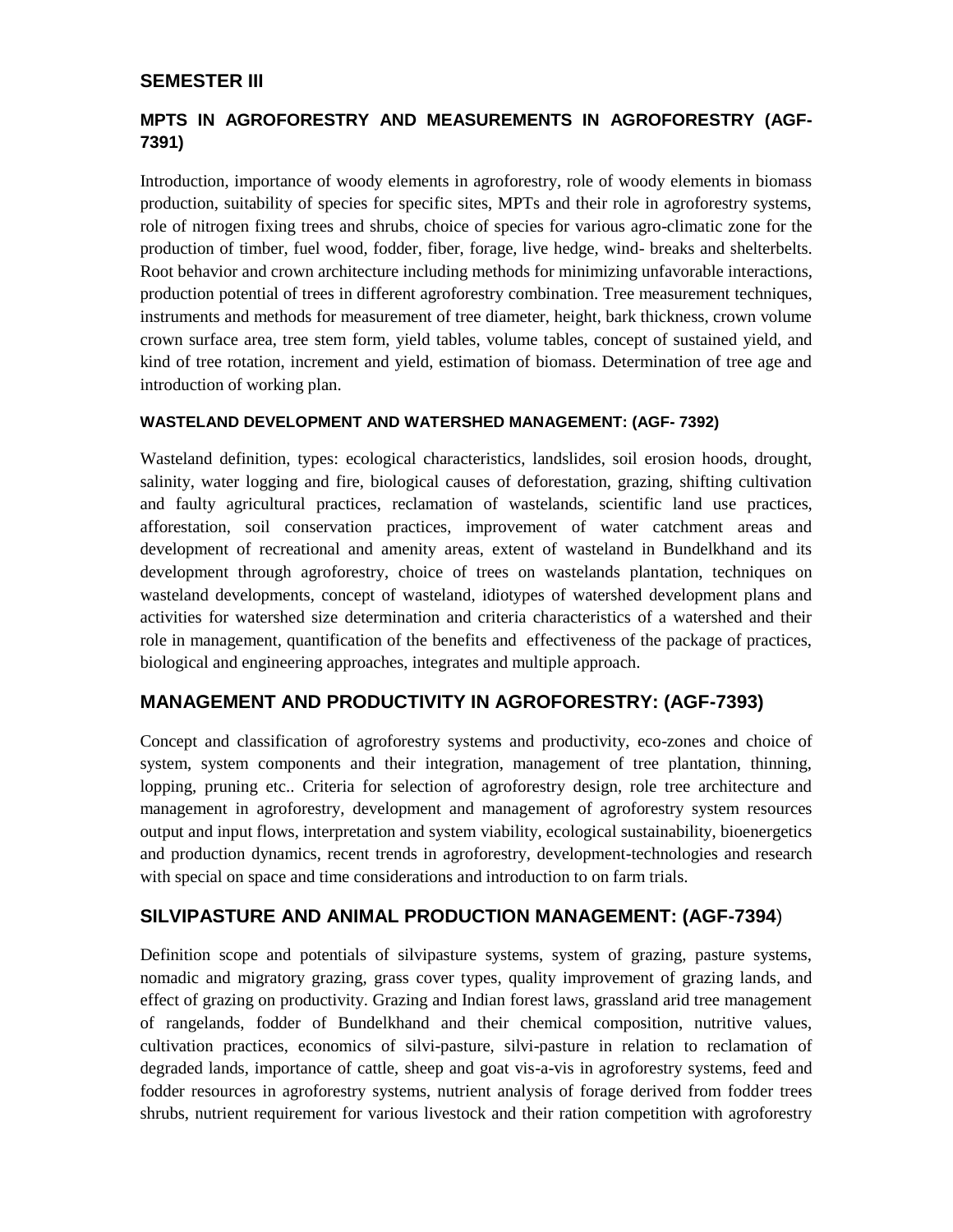## SEMESTER III

### MPTS IN AGROFORESTRY AND MEASUREMENTS IN AGROFORESTRY (AGF-7391)

Introduction, importance of woody elements in agroforestry, role of woody elements in biomass production, suitability of species for specific sites, MPTs and their role in agroforestry systems, role of nitrogen fixing trees and shrubs, choice of species for various agro-climatic zone for the production of timber, fuel wood, fodder, fiber, forage, live hedge, wind- breaks and shelterbelts. Root behavior and crown architecture including methods for minimizing unfavorable interactions, production potential of trees in different agroforestry combination. Tree measurement techniques, instruments and methods for measurement of tree diameter, height, bark thickness, crown volume crown surface area, tree stem form, yield tables, volume tables, concept of sustained yield, and kind of tree rotation, increment and yield, estimation of biomass. Determination of tree age and introduction of working plan.

#### WASTELAND DEVELOPMENT AND WATERSHED MANAGEMENT: (AGF- 7392)

Wasteland definition, types: ecological characteristics, landslides, soil erosion hoods, drought, salinity, water logging and fire, biological causes of deforestation, grazing, shifting cultivation and faulty agricultural practices, reclamation of wastelands, scientific land use practices, afforestation, soil conservation practices, improvement of water catchment areas and development of recreational and amenity areas, extent of wasteland in Bundelkhand and its development through agroforestry, choice of trees on wastelands plantation, techniques on wasteland developments, concept of wasteland, idiotypes of watershed development plans and activities for watershed size determination and criteria characteristics of a watershed and their role in management, quantification of the benefits and effectiveness of the package of practices, biological and engineering approaches, integrates and multiple approach.

### MANAGEMENT AND PRODUCTIVITY IN AGROFORESTRY: (AGF-7393)

Concept and classification of agroforestry systems and productivity, eco-zones and choice of system, system components and their integration, management of tree plantation, thinning, lopping, pruning etc.. Criteria for selection of agroforestry design, role tree architecture and management in agroforestry, development and management of agroforestry system resources output and input flows, interpretation and system viability, ecological sustainability, bioenergetics and production dynamics, recent trends in agroforestry, development-technologies and research with special on space and time considerations and introduction to on farm trials.

### SILVIPASTURE AND ANIMAL PRODUCTION MANAGEMENT: (AGF-7394)

Definition scope and potentials of silvipasture systems, system of grazing, pasture systems, nomadic and migratory grazing, grass cover types, quality improvement of grazing lands, and effect of grazing on productivity. Grazing and Indian forest laws, grassland arid tree management of rangelands, fodder of Bundelkhand and their chemical composition, nutritive values, cultivation practices, economics of silvi-pasture, silvi-pasture in relation to reclamation of degraded lands, importance of cattle, sheep and goat vis-a-vis in agroforestry systems, feed and fodder resources in agroforestry systems, nutrient analysis of forage derived from fodder trees shrubs, nutrient requirement for various livestock and their ration competition with agroforestry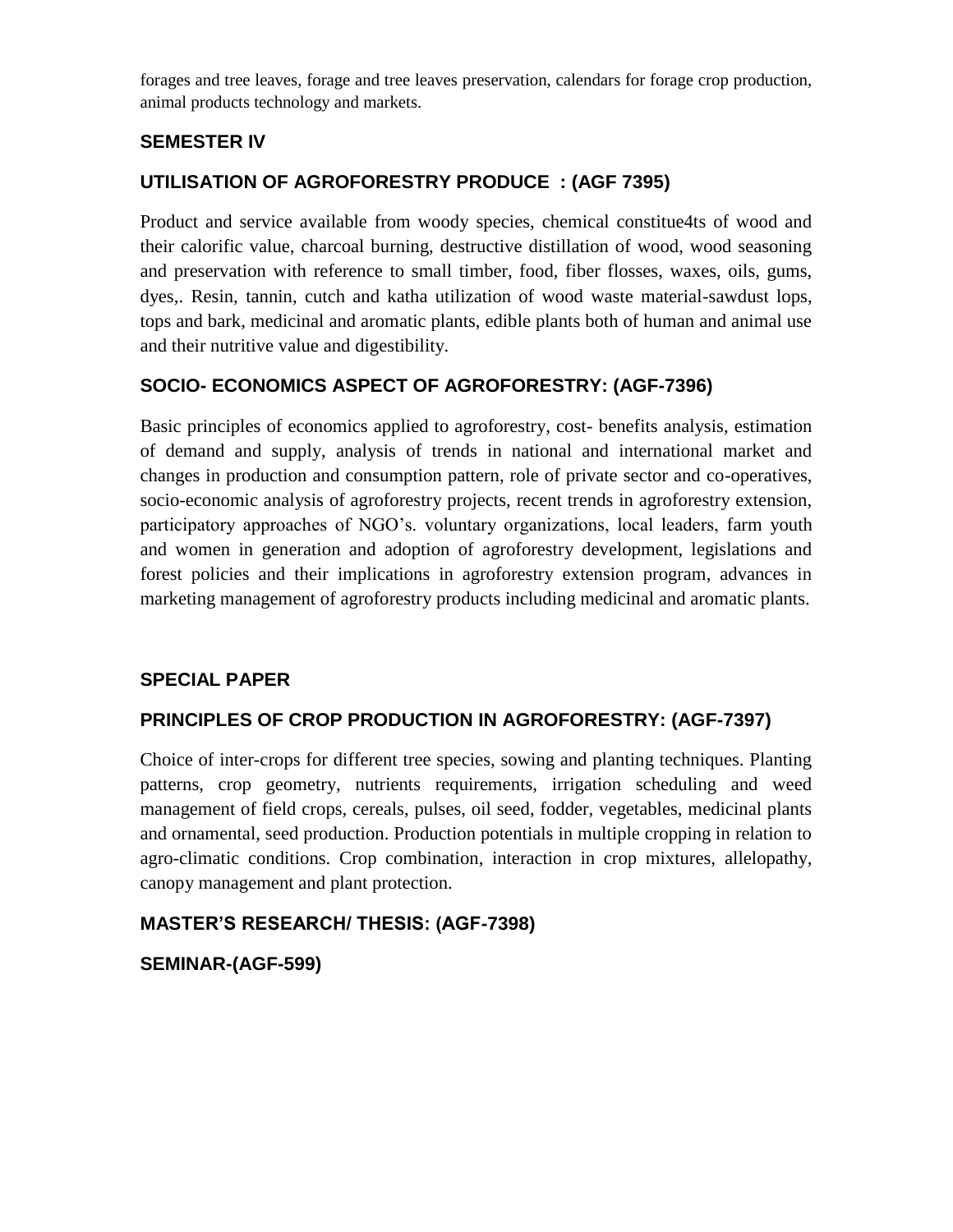forages and tree leaves, forage and tree leaves preservation, calendars for forage crop production, animal products technology and markets.

## SEMESTER IV

### UTILISATION OF AGROFORESTRY PRODUCE : (AGF 7395)

Product and service available from woody species, chemical constitue4ts of wood and their calorific value, charcoal burning, destructive distillation of wood, wood seasoning and preservation with reference to small timber, food, fiber flosses, waxes, oils, gums, dyes,. Resin, tannin, cutch and katha utilization of wood waste material-sawdust lops, tops and bark, medicinal and aromatic plants, edible plants both of human and animal use and their nutritive value and digestibility.

### SOCIO- ECONOMICS ASPECT OF AGROFORESTRY: (AGF-7396)

Basic principles of economics applied to agroforestry, cost- benefits analysis, estimation of demand and supply, analysis of trends in national and international market and changes in production and consumption pattern, role of private sector and co-operatives, socio-economic analysis of agroforestry projects, recent trends in agroforestry extension, participatory approaches of NGO's. voluntary organizations, local leaders, farm youth and women in generation and adoption of agroforestry development, legislations and forest policies and their implications in agroforestry extension program, advances in marketing management of agroforestry products including medicinal and aromatic plants.

## SPECIAL PAPER

### PRINCIPLES OF CROP PRODUCTION IN AGROFORESTRY: (AGF-7397)

Choice of inter-crops for different tree species, sowing and planting techniques. Planting patterns, crop geometry, nutrients requirements, irrigation scheduling and weed management of field crops, cereals, pulses, oil seed, fodder, vegetables, medicinal plants and ornamental, seed production. Production potentials in multiple cropping in relation to agro-climatic conditions. Crop combination, interaction in crop mixtures, allelopathy, canopy management and plant protection.

### MASTER'S RESEARCH/ THESIS: (AGF-7398)

### SEMINAR-(AGF-599)